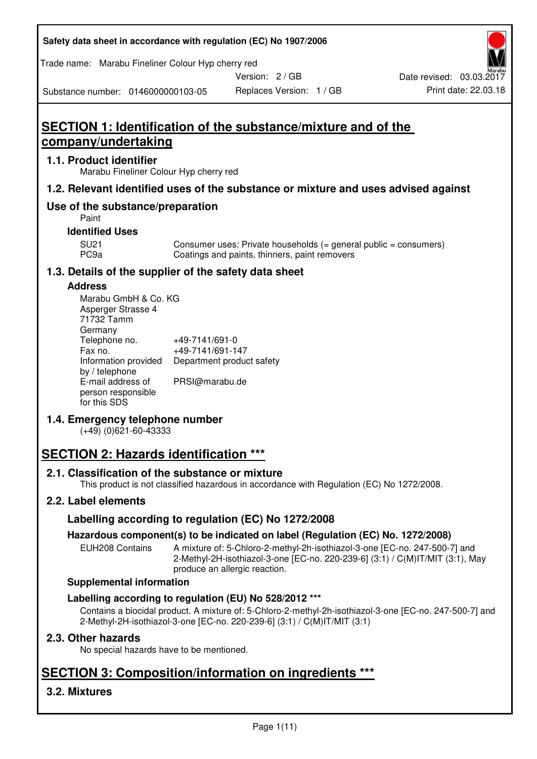Safety data sheet in accordance with regulation (EC) No 1907/2006

Trade name: Marabu Fineliner Colour Hyp cherry red

Version: 2 / GB

Date revised: 03.03.2017

Substance number: 0146000000103-05

Replaces Version: 1 / GB

Print date: 22.03.18

# SECTION 1: Identification of the substance/mixture and of the company/undertaking

## 1.1. Product identifier

Marabu Fineliner Colour Hyp cherry red

## 1.2. Relevant identified uses of the substance or mixture and uses advised against

## Use of the substance/preparation

Paint

### Identified Uses

| | |
|---|---|
| SU21 | Consumer uses: Private households (= general public = consumers) |
| PC9a | Coatings and paints, thinners, paint removers |

## 1.3. Details of the supplier of the safety data sheet

### Address

Marabu GmbH & Co. KG
Asperger Strasse 4
71732 Tamm
Germany

| | |
|---|---|
| Telephone no. | +49-7141/691-0 |
| Fax no. | +49-7141/691-147 |
| Information provided by / telephone | Department product safety |
| E-mail address of person responsible for this SDS | PRSI@marabu.de |

## 1.4. Emergency telephone number

(+49) (0)621-60-43333

# SECTION 2: Hazards identification ***

## 2.1. Classification of the substance or mixture

This product is not classified hazardous in accordance with Regulation (EC) No 1272/2008.

## 2.2. Label elements

### Labelling according to regulation (EC) No 1272/2008

### Hazardous component(s) to be indicated on label (Regulation (EC) No. 1272/2008)

| | |
|---|---|
| EUH208 Contains | A mixture of: 5-Chloro-2-methyl-2h-isothiazol-3-one [EC-no. 247-500-7] and 2-Methyl-2H-isothiazol-3-one [EC-no. 220-239-6] (3:1) / C(M)IT/MIT (3:1), May produce an allergic reaction. |

### Supplemental information

### Labelling according to regulation (EU) No 528/2012 ***

Contains a biocidal product. A mixture of: 5-Chloro-2-methyl-2h-isothiazol-3-one [EC-no. 247-500-7] and 2-Methyl-2H-isothiazol-3-one [EC-no. 220-239-6] (3:1) / C(M)IT/MIT (3:1)

## 2.3. Other hazards

No special hazards have to be mentioned.

# SECTION 3: Composition/information on ingredients ***

## 3.2. Mixtures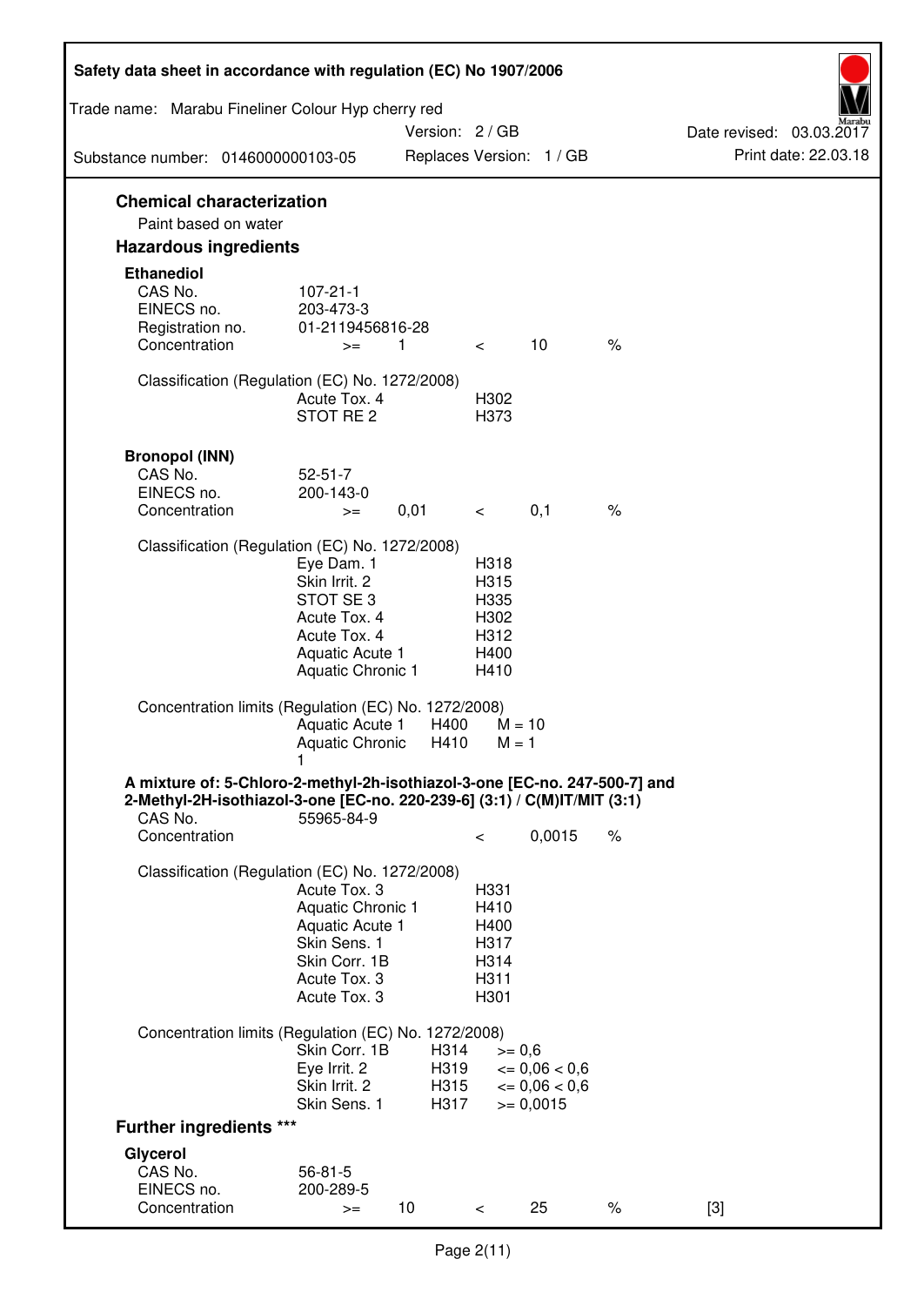### Chemical characterization

Paint based on water

### Hazardous ingredients

**Ethanediol**

| | | | | | |
|---|---|---|---|---|---|
| CAS No. | 107-21-1 | | | | |
| EINECS no. | 203-473-3 | | | | |
| Registration no. | 01-2119456816-28 | | | | |
| Concentration | >= | 1 | < | 10 | % |

Classification (Regulation (EC) No. 1272/2008)

| | |
|---|---|
| Acute Tox. 4 | H302 |
| STOT RE 2 | H373 |

**Bronopol (INN)**

| | | | | | |
|---|---|---|---|---|---|
| CAS No. | 52-51-7 | | | | |
| EINECS no. | 200-143-0 | | | | |
| Concentration | >= | 0,01 | < | 0,1 | % |

Classification (Regulation (EC) No. 1272/2008)

| | |
|---|---|
| Eye Dam. 1 | H318 |
| Skin Irrit. 2 | H315 |
| STOT SE 3 | H335 |
| Acute Tox. 4 | H302 |
| Acute Tox. 4 | H312 |
| Aquatic Acute 1 | H400 |
| Aquatic Chronic 1 | H410 |

Concentration limits (Regulation (EC) No. 1272/2008)

| | | |
|---|---|---|
| Aquatic Acute 1 | H400 | M = 10 |
| Aquatic Chronic 1 | H410 | M = 1 |

**A mixture of: 5-Chloro-2-methyl-2h-isothiazol-3-one [EC-no. 247-500-7] and 2-Methyl-2H-isothiazol-3-one [EC-no. 220-239-6] (3:1) / C(M)IT/MIT (3:1)**

| | | | | |
|---|---|---|---|---|
| CAS No. | 55965-84-9 | | | |
| Concentration | | < | 0,0015 | % |

Classification (Regulation (EC) No. 1272/2008)

| | |
|---|---|
| Acute Tox. 3 | H331 |
| Aquatic Chronic 1 | H410 |
| Aquatic Acute 1 | H400 |
| Skin Sens. 1 | H317 |
| Skin Corr. 1B | H314 |
| Acute Tox. 3 | H311 |
| Acute Tox. 3 | H301 |

Concentration limits (Regulation (EC) No. 1272/2008)

| | | |
|---|---|---|
| Skin Corr. 1B | H314 | >= 0,6 |
| Eye Irrit. 2 | H319 | <= 0,06 < 0,6 |
| Skin Irrit. 2 | H315 | <= 0,06 < 0,6 |
| Skin Sens. 1 | H317 | >= 0,0015 |

### Further ingredients ***

**Glycerol**

| | | | | | | |
|---|---|---|---|---|---|---|
| CAS No. | 56-81-5 | | | | | |
| EINECS no. | 200-289-5 | | | | | |
| Concentration | >= | 10 | < | 25 | % | [3] |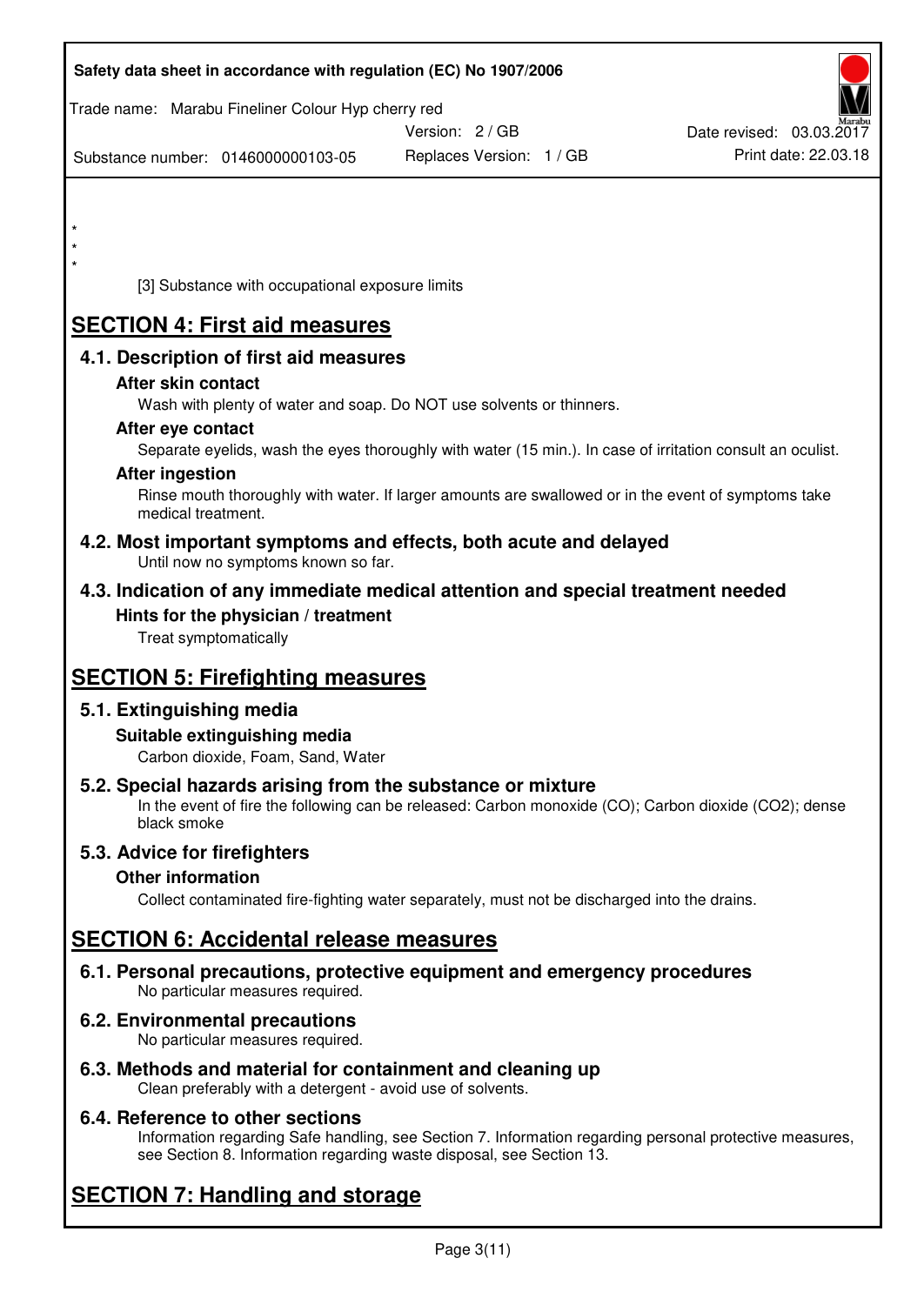*
*
*

[3] Substance with occupational exposure limits

# SECTION 4: First aid measures

## 4.1. Description of first aid measures

### After skin contact

Wash with plenty of water and soap. Do NOT use solvents or thinners.

### After eye contact

Separate eyelids, wash the eyes thoroughly with water (15 min.). In case of irritation consult an oculist.

### After ingestion

Rinse mouth thoroughly with water. If larger amounts are swallowed or in the event of symptoms take medical treatment.

## 4.2. Most important symptoms and effects, both acute and delayed

Until now no symptoms known so far.

## 4.3. Indication of any immediate medical attention and special treatment needed

### Hints for the physician / treatment

Treat symptomatically

# SECTION 5: Firefighting measures

## 5.1. Extinguishing media

### Suitable extinguishing media

Carbon dioxide, Foam, Sand, Water

## 5.2. Special hazards arising from the substance or mixture

In the event of fire the following can be released: Carbon monoxide (CO); Carbon dioxide ($CO_2$); dense black smoke

## 5.3. Advice for firefighters

### Other information

Collect contaminated fire-fighting water separately, must not be discharged into the drains.

# SECTION 6: Accidental release measures

## 6.1. Personal precautions, protective equipment and emergency procedures

No particular measures required.

## 6.2. Environmental precautions

No particular measures required.

## 6.3. Methods and material for containment and cleaning up

Clean preferably with a detergent - avoid use of solvents.

## 6.4. Reference to other sections

Information regarding Safe handling, see Section 7. Information regarding personal protective measures, see Section 8. Information regarding waste disposal, see Section 13.

# SECTION 7: Handling and storage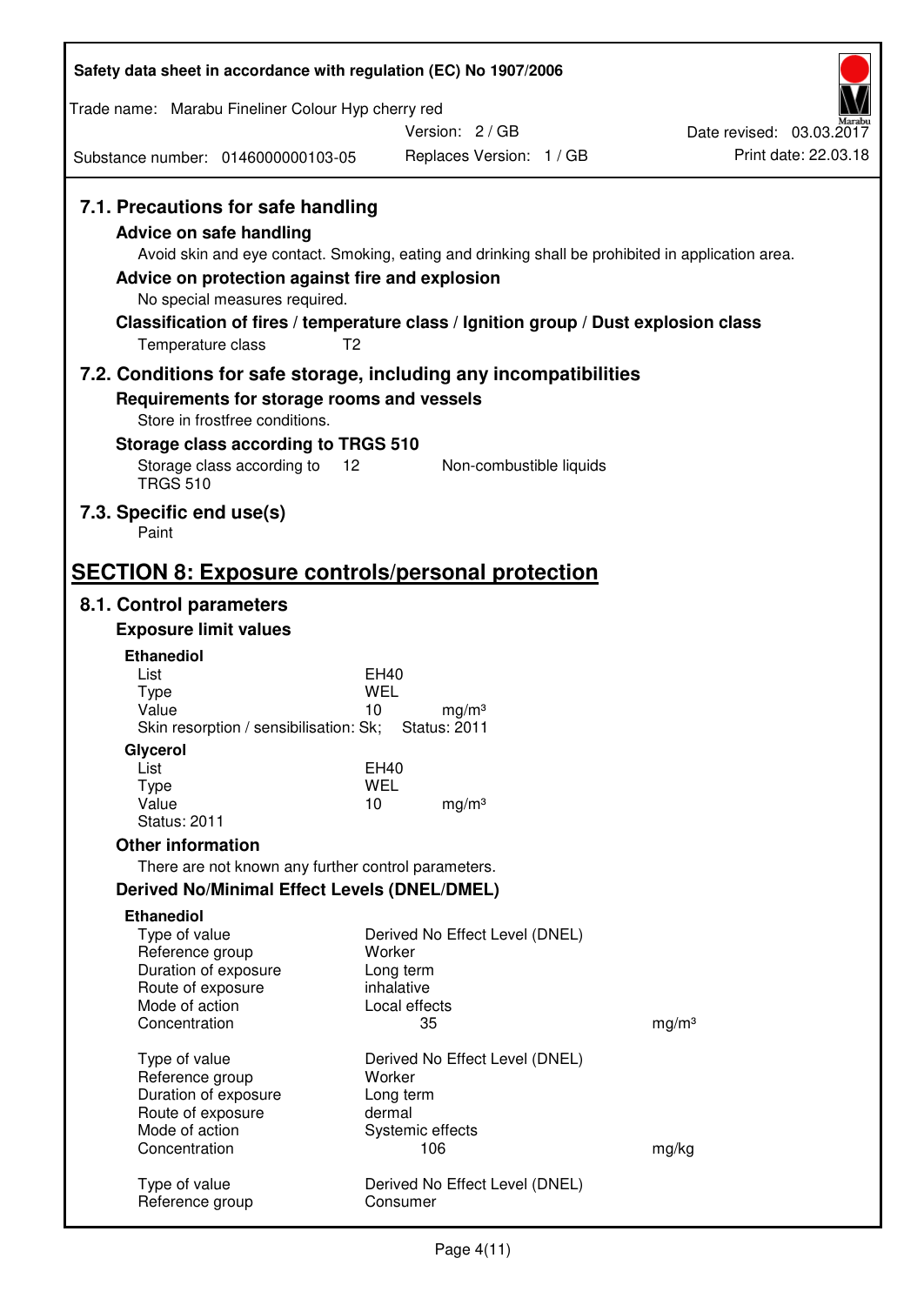### 7.1. Precautions for safe handling

**Advice on safe handling**

Avoid skin and eye contact. Smoking, eating and drinking shall be prohibited in application area.

**Advice on protection against fire and explosion**

No special measures required.

**Classification of fires / temperature class / Ignition group / Dust explosion class**

Temperature class T2

### 7.2. Conditions for safe storage, including any incompatibilities

**Requirements for storage rooms and vessels**

Store in frostfree conditions.

**Storage class according to TRGS 510**

| | | |
|---|---|---|
| Storage class according to TRGS 510 | 12 | Non-combustible liquids |

### 7.3. Specific end use(s)

Paint

## SECTION 8: Exposure controls/personal protection

### 8.1. Control parameters

**Exposure limit values**

**Ethanediol**

| | | |
|---|---|---|
| List | EH40 | |
| Type | WEL | |
| Value | 10 | mg/m³ |

Skin resorption / sensibilisation: Sk; Status: 2011

**Glycerol**

| | | |
|---|---|---|
| List | EH40 | |
| Type | WEL | |
| Value | 10 | mg/m³ |

Status: 2011

**Other information**

There are not known any further control parameters.

**Derived No/Minimal Effect Levels (DNEL/DMEL)**

**Ethanediol**

| | | |
|---|---|---|
| Type of value | Derived No Effect Level (DNEL) | |
| Reference group | Worker | |
| Duration of exposure | Long term | |
| Route of exposure | inhalative | |
| Mode of action | Local effects | |
| Concentration | 35 | mg/m³ |

| | | |
|---|---|---|
| Type of value | Derived No Effect Level (DNEL) | |
| Reference group | Worker | |
| Duration of exposure | Long term | |
| Route of exposure | dermal | |
| Mode of action | Systemic effects | |
| Concentration | 106 | mg/kg |

| | |
|---|---|
| Type of value | Derived No Effect Level (DNEL) |
| Reference group | Consumer |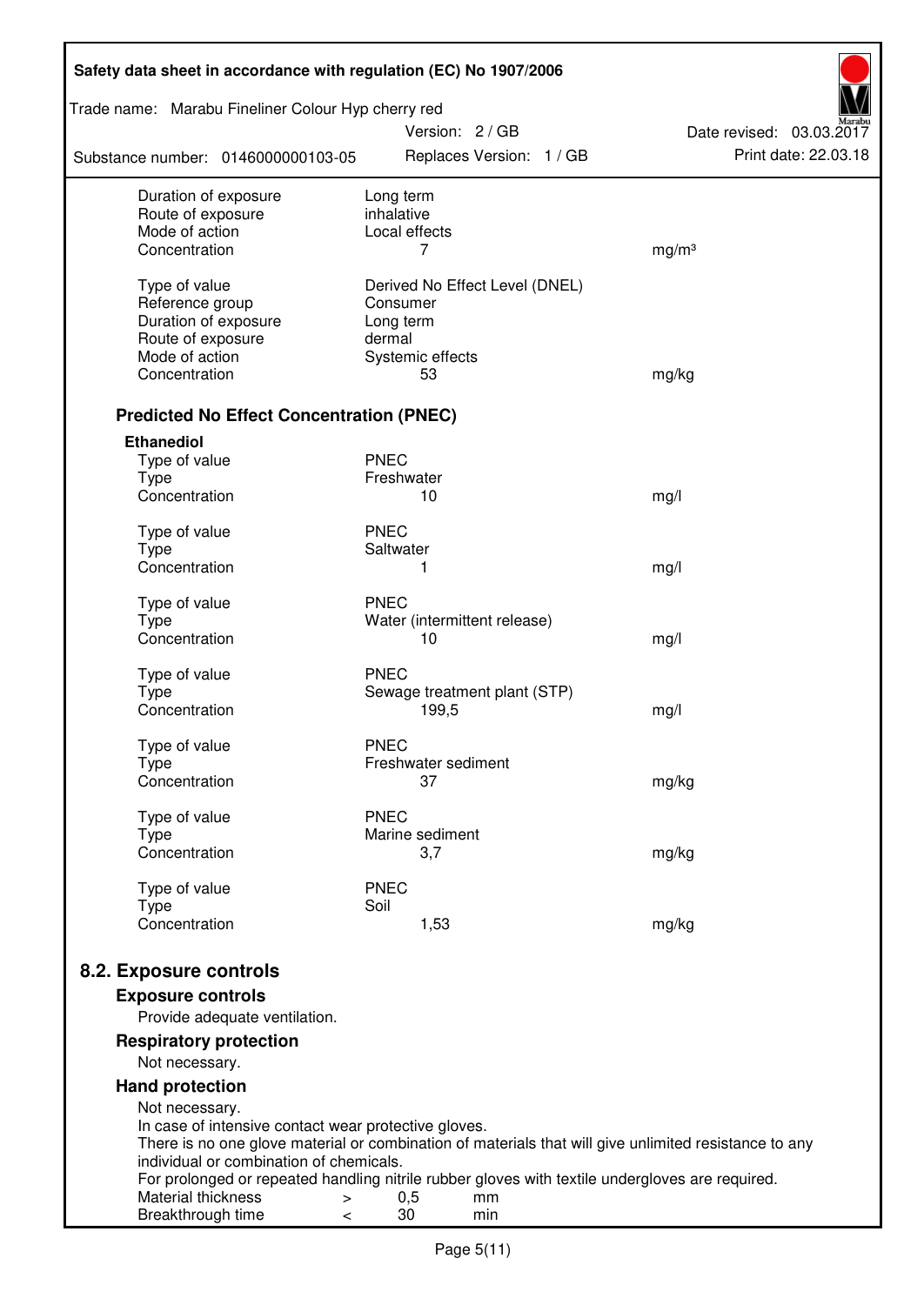| | | |
|---|---|---|
| Duration of exposure | Long term | |
| Route of exposure | inhalative | |
| Mode of action | Local effects | |
| Concentration | 7 | mg/m³ |
| | | |
| Type of value | Derived No Effect Level (DNEL) | |
| Reference group | Consumer | |
| Duration of exposure | Long term | |
| Route of exposure | dermal | |
| Mode of action | Systemic effects | |
| Concentration | 53 | mg/kg |

### Predicted No Effect Concentration (PNEC)

**Ethanediol**

| | | |
|---|---|---|
| Type of value | PNEC | |
| Type | Freshwater | |
| Concentration | 10 | mg/l |
| | | |
| Type of value | PNEC | |
| Type | Saltwater | |
| Concentration | 1 | mg/l |
| | | |
| Type of value | PNEC | |
| Type | Water (intermittent release) | |
| Concentration | 10 | mg/l |
| | | |
| Type of value | PNEC | |
| Type | Sewage treatment plant (STP) | |
| Concentration | 199,5 | mg/l |
| | | |
| Type of value | PNEC | |
| Type | Freshwater sediment | |
| Concentration | 37 | mg/kg |
| | | |
| Type of value | PNEC | |
| Type | Marine sediment | |
| Concentration | 3,7 | mg/kg |
| | | |
| Type of value | PNEC | |
| Type | Soil | |
| Concentration | 1,53 | mg/kg |

## 8.2. Exposure controls

### Exposure controls

Provide adequate ventilation.

### Respiratory protection

Not necessary.

### Hand protection

Not necessary.
In case of intensive contact wear protective gloves.
There is no one glove material or combination of materials that will give unlimited resistance to any individual or combination of chemicals.
For prolonged or repeated handling nitrile rubber gloves with textile undergloves are required.

| | | | |
|---|---|---|---|
| Material thickness | > | 0,5 | mm |
| Breakthrough time | < | 30 | min |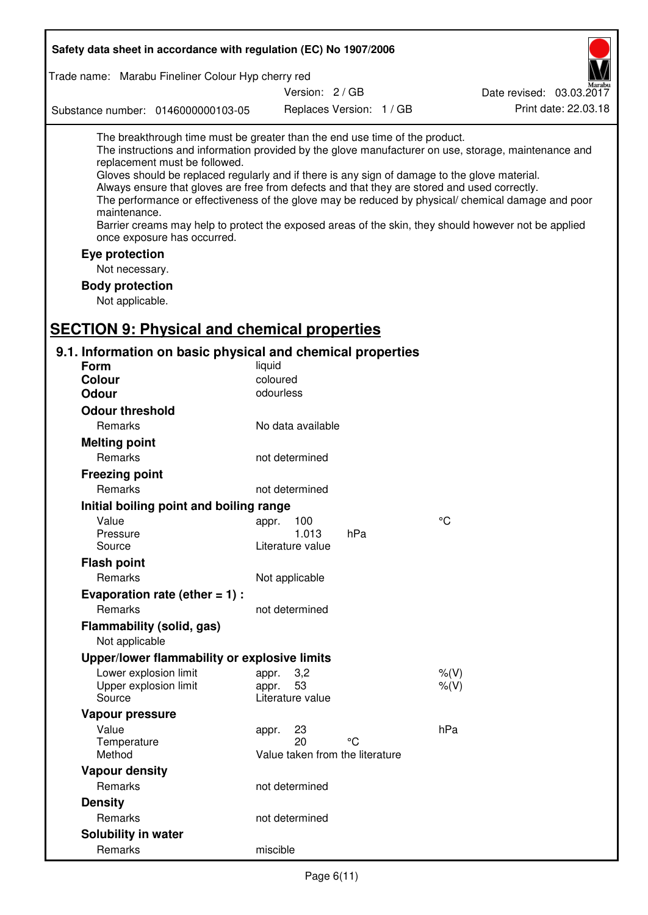The breakthrough time must be greater than the end use time of the product.
The instructions and information provided by the glove manufacturer on use, storage, maintenance and replacement must be followed.
Gloves should be replaced regularly and if there is any sign of damage to the glove material.
Always ensure that gloves are free from defects and that they are stored and used correctly.
The performance or effectiveness of the glove may be reduced by physical/ chemical damage and poor maintenance.
Barrier creams may help to protect the exposed areas of the skin, they should however not be applied once exposure has occurred.

**Eye protection**

Not necessary.

**Body protection**

Not applicable.

# SECTION 9: Physical and chemical properties

## 9.1. Information on basic physical and chemical properties

**Form** liquid

**Colour** coloured

**Odour** odourless

**Odour threshold**

| | | | |
|---|---|---|---|
| Remarks | No data available | | |

**Melting point**

| | | | |
|---|---|---|---|
| Remarks | not determined | | |

**Freezing point**

| | | | |
|---|---|---|---|
| Remarks | not determined | | |

**Initial boiling point and boiling range**

| | | | |
|---|---|---|---|
| Value | appr. 100 | | °C |
| Pressure | 1.013 | hPa | |
| Source | Literature value | | |

**Flash point**

| | | | |
|---|---|---|---|
| Remarks | Not applicable | | |

**Evaporation rate (ether = 1) :**

| | | | |
|---|---|---|---|
| Remarks | not determined | | |

**Flammability (solid, gas)**

Not applicable

**Upper/lower flammability or explosive limits**

| | | | |
|---|---|---|---|
| Lower explosion limit | appr. 3,2 | | %(V) |
| Upper explosion limit | appr. 53 | | %(V) |
| Source | Literature value | | |

**Vapour pressure**

| | | | |
|---|---|---|---|
| Value | appr. 23 | | hPa |
| Temperature | 20 | °C | |
| Method | Value taken from the literature | | |

**Vapour density**

| | | | |
|---|---|---|---|
| Remarks | not determined | | |

**Density**

| | | | |
|---|---|---|---|
| Remarks | not determined | | |

**Solubility in water**

| | | | |
|---|---|---|---|
| Remarks | miscible | | |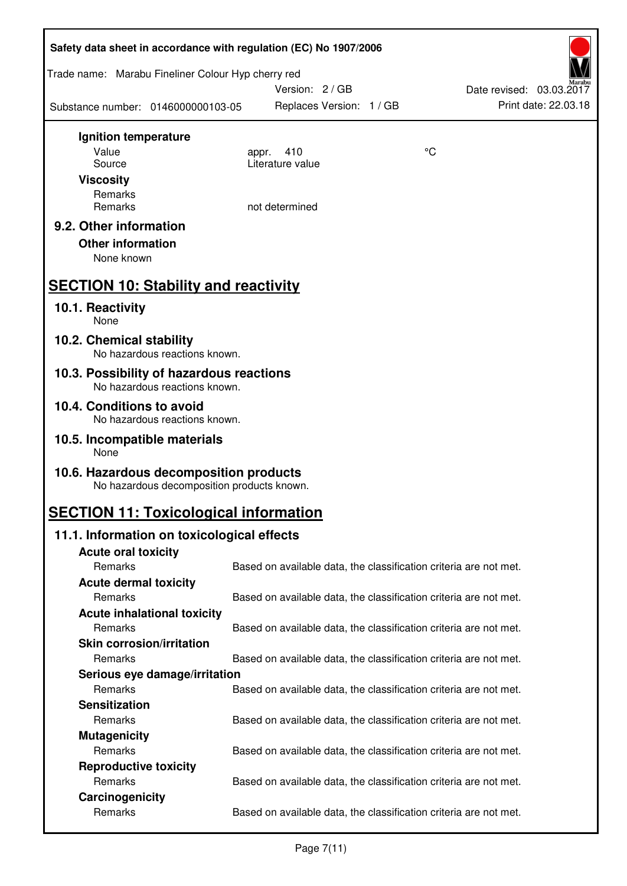**Ignition temperature**

| | | |
|---|---|---|
| Value | appr. 410 | °C |
| Source | Literature value | |

**Viscosity**

| | |
|---|---|
| Remarks | |
| Remarks | not determined |

### 9.2. Other information

**Other information**

None known

## SECTION 10: Stability and reactivity

### 10.1. Reactivity
None

### 10.2. Chemical stability
No hazardous reactions known.

### 10.3. Possibility of hazardous reactions
No hazardous reactions known.

### 10.4. Conditions to avoid
No hazardous reactions known.

### 10.5. Incompatible materials
None

### 10.6. Hazardous decomposition products
No hazardous decomposition products known.

## SECTION 11: Toxicological information

### 11.1. Information on toxicological effects

**Acute oral toxicity**

Remarks: Based on available data, the classification criteria are not met.

**Acute dermal toxicity**

Remarks: Based on available data, the classification criteria are not met.

**Acute inhalational toxicity**

Remarks: Based on available data, the classification criteria are not met.

**Skin corrosion/irritation**

Remarks: Based on available data, the classification criteria are not met.

**Serious eye damage/irritation**

Remarks: Based on available data, the classification criteria are not met.

**Sensitization**

Remarks: Based on available data, the classification criteria are not met.

**Mutagenicity**

Remarks: Based on available data, the classification criteria are not met.

**Reproductive toxicity**

Remarks: Based on available data, the classification criteria are not met.

**Carcinogenicity**

Remarks: Based on available data, the classification criteria are not met.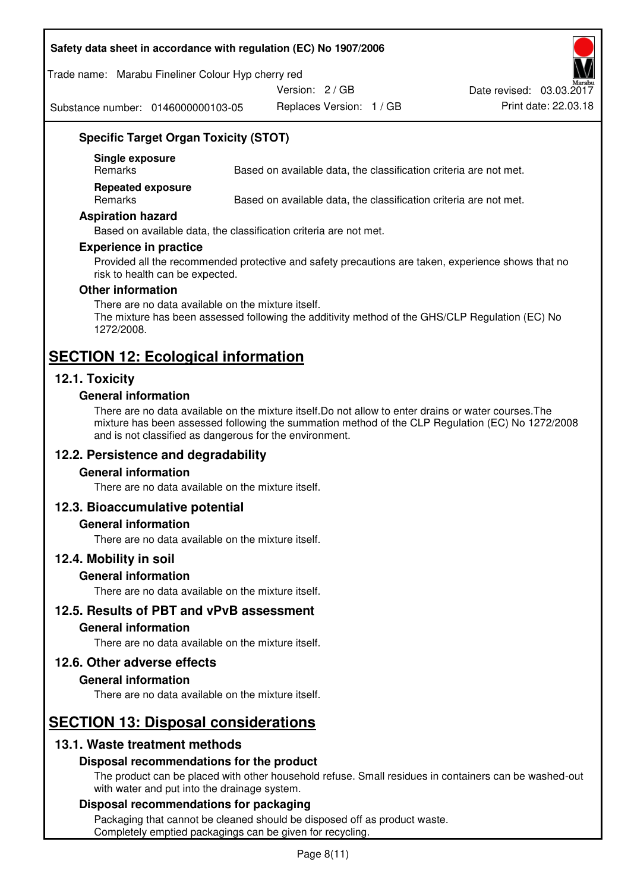### Specific Target Organ Toxicity (STOT)

**Single exposure**

| Remarks | Based on available data, the classification criteria are not met. |
|---|---|

**Repeated exposure**

| Remarks | Based on available data, the classification criteria are not met. |
|---|---|

### Aspiration hazard

Based on available data, the classification criteria are not met.

### Experience in practice

Provided all the recommended protective and safety precautions are taken, experience shows that no risk to health can be expected.

### Other information

There are no data available on the mixture itself.
The mixture has been assessed following the additivity method of the GHS/CLP Regulation (EC) No 1272/2008.

# SECTION 12: Ecological information

## 12.1. Toxicity

### General information

There are no data available on the mixture itself.Do not allow to enter drains or water courses.The mixture has been assessed following the summation method of the CLP Regulation (EC) No 1272/2008 and is not classified as dangerous for the environment.

## 12.2. Persistence and degradability

### General information

There are no data available on the mixture itself.

## 12.3. Bioaccumulative potential

### General information

There are no data available on the mixture itself.

## 12.4. Mobility in soil

### General information

There are no data available on the mixture itself.

## 12.5. Results of PBT and vPvB assessment

### General information

There are no data available on the mixture itself.

## 12.6. Other adverse effects

### General information

There are no data available on the mixture itself.

# SECTION 13: Disposal considerations

## 13.1. Waste treatment methods

### Disposal recommendations for the product

The product can be placed with other household refuse. Small residues in containers can be washed-out with water and put into the drainage system.

### Disposal recommendations for packaging

Packaging that cannot be cleaned should be disposed off as product waste.
Completely emptied packagings can be given for recycling.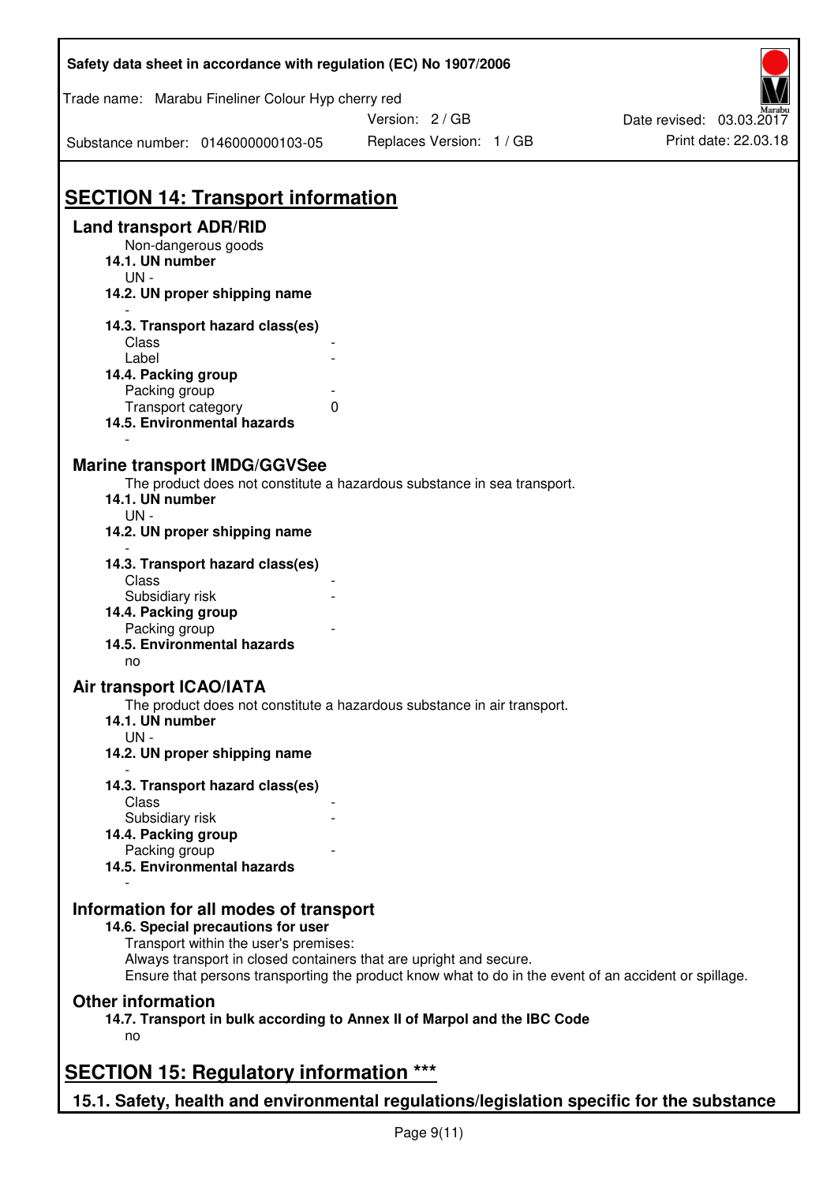# SECTION 14: Transport information

## Land transport ADR/RID

Non-dangerous goods

### 14.1. UN number

UN -

### 14.2. UN proper shipping name

-

### 14.3. Transport hazard class(es)

| | |
|---|---|
| Class | - |
| Label | - |

### 14.4. Packing group

| | |
|---|---|
| Packing group | - |
| Transport category | 0 |

### 14.5. Environmental hazards

-

## Marine transport IMDG/GGVSee

The product does not constitute a hazardous substance in sea transport.

### 14.1. UN number

UN -

### 14.2. UN proper shipping name

-

### 14.3. Transport hazard class(es)

| | |
|---|---|
| Class | - |
| Subsidiary risk | - |

### 14.4. Packing group

| | |
|---|---|
| Packing group | - |

### 14.5. Environmental hazards

no

## Air transport ICAO/IATA

The product does not constitute a hazardous substance in air transport.

### 14.1. UN number

UN -

### 14.2. UN proper shipping name

-

### 14.3. Transport hazard class(es)

| | |
|---|---|
| Class | - |
| Subsidiary risk | - |

### 14.4. Packing group

| | |
|---|---|
| Packing group | - |

### 14.5. Environmental hazards

-

## Information for all modes of transport

### 14.6. Special precautions for user

Transport within the user's premises:
Always transport in closed containers that are upright and secure.
Ensure that persons transporting the product know what to do in the event of an accident or spillage.

## Other information

### 14.7. Transport in bulk according to Annex II of Marpol and the IBC Code

no

# SECTION 15: Regulatory information ***

## 15.1. Safety, health and environmental regulations/legislation specific for the substance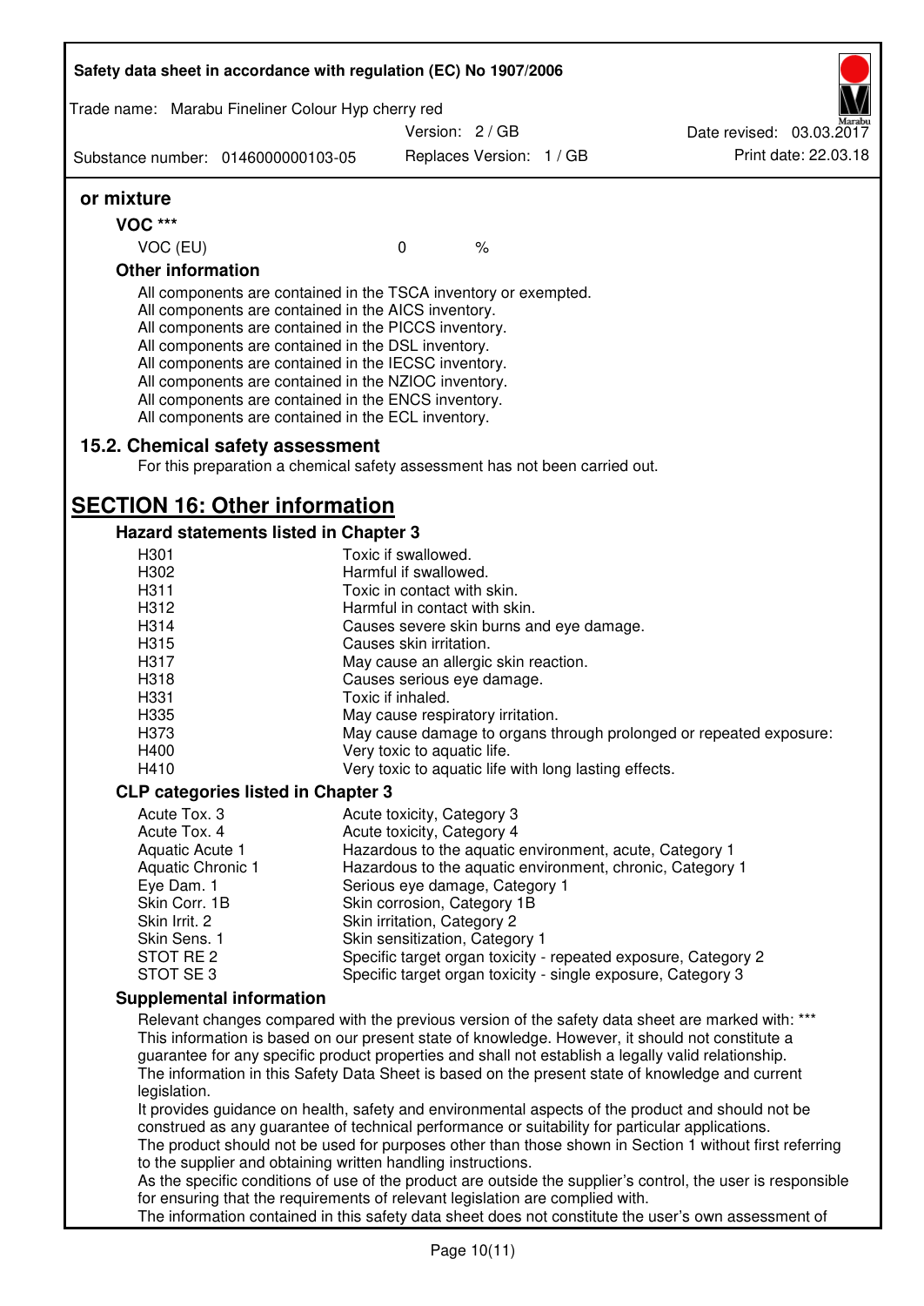**or mixture**

**VOC *****

| VOC (EU) | 0 | % |
|---|---|---|

**Other information**

All components are contained in the TSCA inventory or exempted.
All components are contained in the AICS inventory.
All components are contained in the PICCS inventory.
All components are contained in the DSL inventory.
All components are contained in the IECSC inventory.
All components are contained in the NZIOC inventory.
All components are contained in the ENCS inventory.
All components are contained in the ECL inventory.

## 15.2. Chemical safety assessment

For this preparation a chemical safety assessment has not been carried out.

# SECTION 16: Other information

### Hazard statements listed in Chapter 3

| | |
|---|---|
| H301 | Toxic if swallowed. |
| H302 | Harmful if swallowed. |
| H311 | Toxic in contact with skin. |
| H312 | Harmful in contact with skin. |
| H314 | Causes severe skin burns and eye damage. |
| H315 | Causes skin irritation. |
| H317 | May cause an allergic skin reaction. |
| H318 | Causes serious eye damage. |
| H331 | Toxic if inhaled. |
| H335 | May cause respiratory irritation. |
| H373 | May cause damage to organs through prolonged or repeated exposure: |
| H400 | Very toxic to aquatic life. |
| H410 | Very toxic to aquatic life with long lasting effects. |

### CLP categories listed in Chapter 3

| | |
|---|---|
| Acute Tox. 3 | Acute toxicity, Category 3 |
| Acute Tox. 4 | Acute toxicity, Category 4 |
| Aquatic Acute 1 | Hazardous to the aquatic environment, acute, Category 1 |
| Aquatic Chronic 1 | Hazardous to the aquatic environment, chronic, Category 1 |
| Eye Dam. 1 | Serious eye damage, Category 1 |
| Skin Corr. 1B | Skin corrosion, Category 1B |
| Skin Irrit. 2 | Skin irritation, Category 2 |
| Skin Sens. 1 | Skin sensitization, Category 1 |
| STOT RE 2 | Specific target organ toxicity - repeated exposure, Category 2 |
| STOT SE 3 | Specific target organ toxicity - single exposure, Category 3 |

### Supplemental information

Relevant changes compared with the previous version of the safety data sheet are marked with: ***
This information is based on our present state of knowledge. However, it should not constitute a guarantee for any specific product properties and shall not establish a legally valid relationship.
The information in this Safety Data Sheet is based on the present state of knowledge and current legislation.
It provides guidance on health, safety and environmental aspects of the product and should not be construed as any guarantee of technical performance or suitability for particular applications.
The product should not be used for purposes other than those shown in Section 1 without first referring to the supplier and obtaining written handling instructions.
As the specific conditions of use of the product are outside the supplier's control, the user is responsible for ensuring that the requirements of relevant legislation are complied with.
The information contained in this safety data sheet does not constitute the user's own assessment of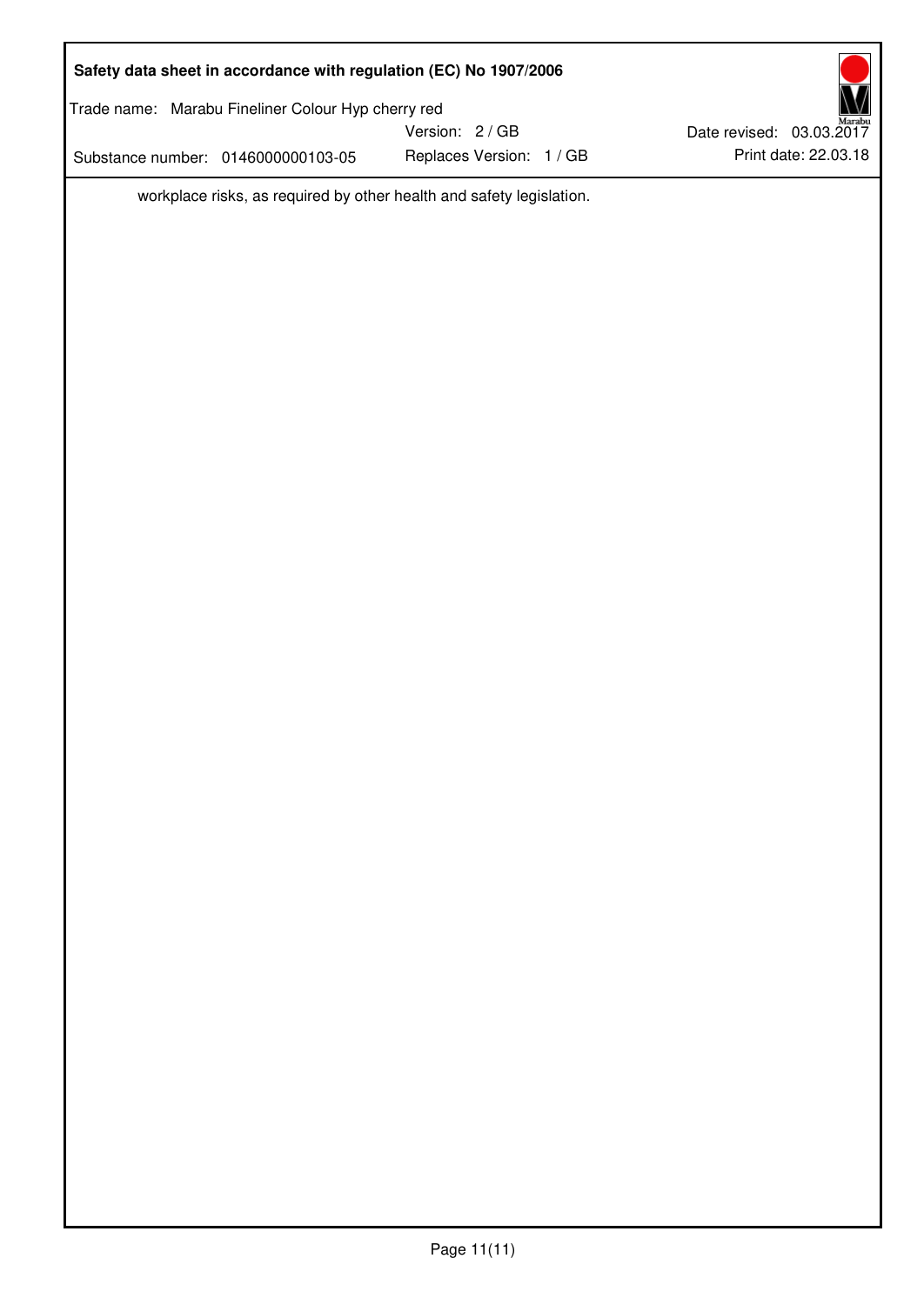workplace risks, as required by other health and safety legislation.